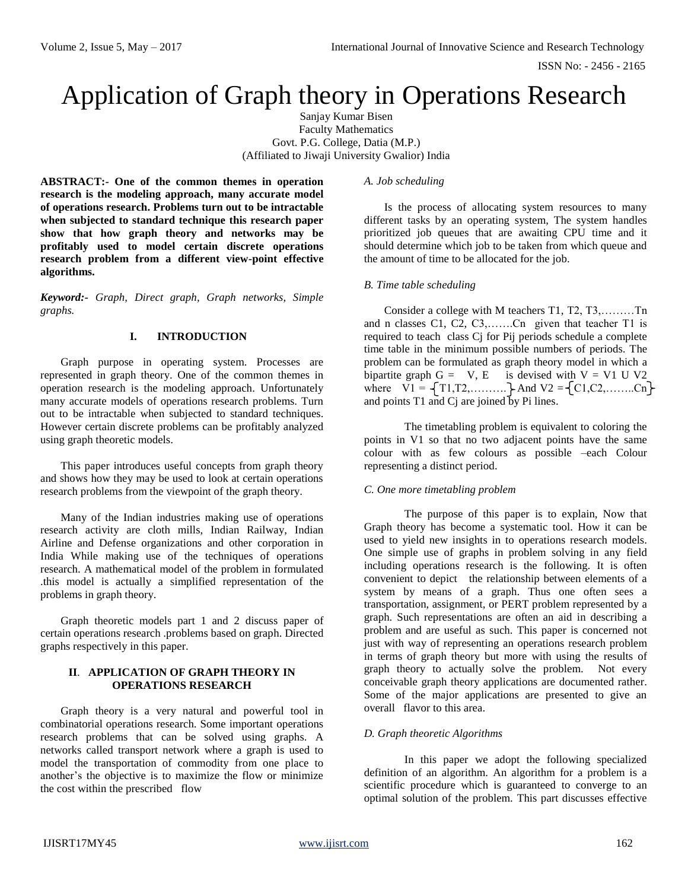# Application of Graph theory in Operations Research

Sanjay Kumar Bisen
Faculty Mathematics
Govt. P.G. College, Datia (M.P.)
(Affiliated to Jiwaji University Gwalior) India

**ABSTRACT:- One of the common themes in operation research is the modeling approach, many accurate model of operations research. Problems turn out to be intractable when subjected to standard technique this research paper show that how graph theory and networks may be profitably used to model certain discrete operations research problem from a different view-point effective algorithms.**

***Keyword:-*** *Graph, Direct graph, Graph networks, Simple graphs.*

## I. INTRODUCTION

Graph purpose in operating system. Processes are represented in graph theory. One of the common themes in operation research is the modeling approach. Unfortunately many accurate models of operations research problems. Turn out to be intractable when subjected to standard techniques. However certain discrete problems can be profitably analyzed using graph theoretic models.

This paper introduces useful concepts from graph theory and shows how they may be used to look at certain operations research problems from the viewpoint of the graph theory.

Many of the Indian industries making use of operations research activity are cloth mills, Indian Railway, Indian Airline and Defense organizations and other corporation in India While making use of the techniques of operations research. A mathematical model of the problem in formulated .this model is actually a simplified representation of the problems in graph theory.

Graph theoretic models part 1 and 2 discuss paper of certain operations research .problems based on graph. Directed graphs respectively in this paper.

## II. APPLICATION OF GRAPH THEORY IN OPERATIONS RESEARCH

Graph theory is a very natural and powerful tool in combinatorial operations research. Some important operations research problems that can be solved using graphs. A networks called transport network where a graph is used to model the transportation of commodity from one place to another's the objective is to maximize the flow or minimize the cost within the prescribed flow

*A. Job scheduling*

Is the process of allocating system resources to many different tasks by an operating system, The system handles prioritized job queues that are awaiting CPU time and it should determine which job to be taken from which queue and the amount of time to be allocated for the job.

*B. Time table scheduling*

Consider a college with M teachers T1, T2, T3,………Tn and n classes C1, C2, C3,…….Cn given that teacher T1 is required to teach class Cj for Pij periods schedule a complete time table in the minimum possible numbers of periods. The problem can be formulated as graph theory model in which a bipartite graph $G = (V, E)$ is devised with $V = V1 \cup V2$ where $V1 = \{T1, T2, \ldots\ldots\}$ And $V2 = \{C1, C2, \ldots\ldots Cn\}$ and points T1 and Cj are joined by Pi lines.

The timetabling problem is equivalent to coloring the points in V1 so that no two adjacent points have the same colour with as few colours as possible –each Colour representing a distinct period.

*C. One more timetabling problem*

The purpose of this paper is to explain, Now that Graph theory has become a systematic tool. How it can be used to yield new insights in to operations research models. One simple use of graphs in problem solving in any field including operations research is the following. It is often convenient to depict the relationship between elements of a system by means of a graph. Thus one often sees a transportation, assignment, or PERT problem represented by a graph. Such representations are often an aid in describing a problem and are useful as such. This paper is concerned not just with way of representing an operations research problem in terms of graph theory but more with using the results of graph theory to actually solve the problem. Not every conceivable graph theory applications are documented rather. Some of the major applications are presented to give an overall flavor to this area.

*D. Graph theoretic Algorithms*

In this paper we adopt the following specialized definition of an algorithm. An algorithm for a problem is a scientific procedure which is guaranteed to converge to an optimal solution of the problem. This part discusses effective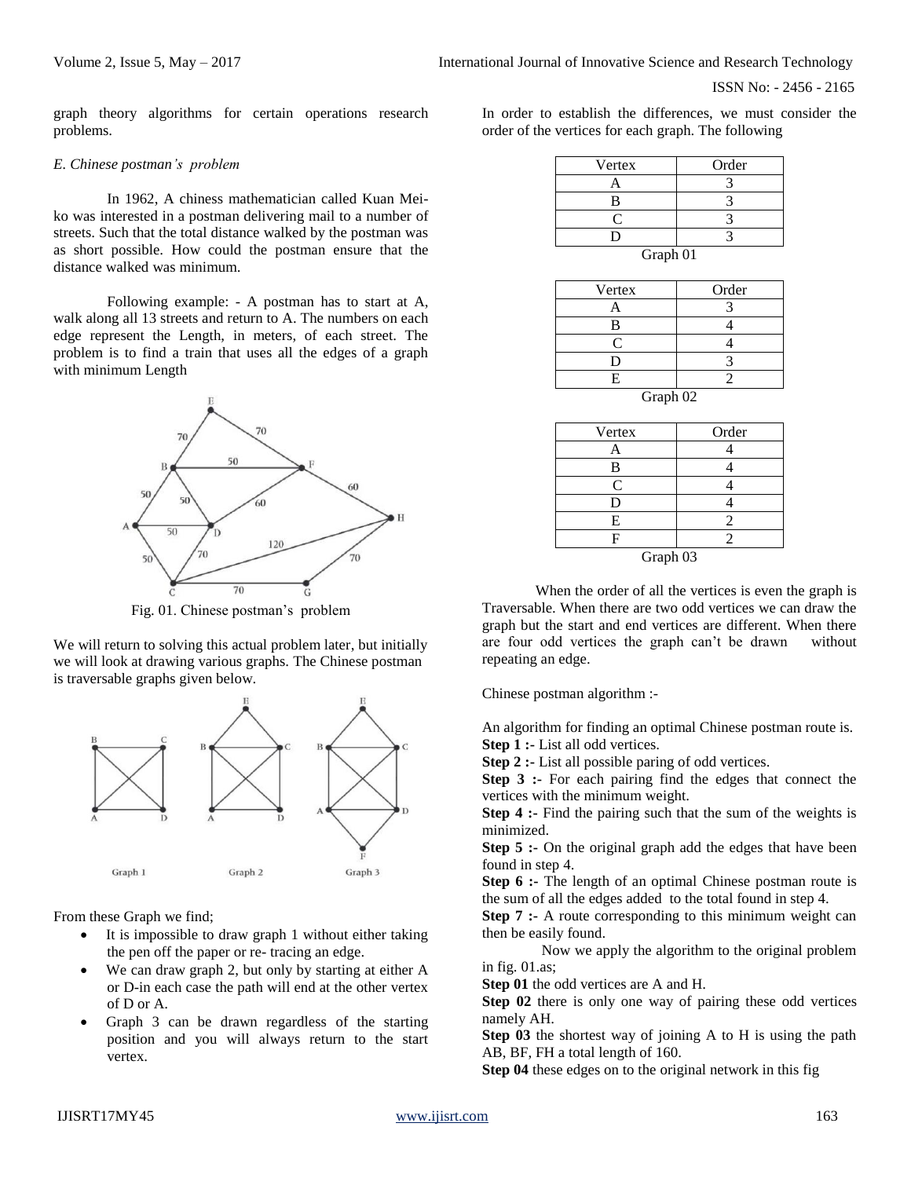graph theory algorithms for certain operations research problems.

### *E. Chinese postman's problem*

In 1962, A chiness mathematician called Kuan Mei-ko was interested in a postman delivering mail to a number of streets. Such that the total distance walked by the postman was as short possible. How could the postman ensure that the distance walked was minimum.

Following example: - A postman has to start at A, walk along all 13 streets and return to A. The numbers on each edge represent the Length, in meters, of each street. The problem is to find a train that uses all the edges of a graph with minimum Length

Fig. 01. Chinese postman's problem

We will return to solving this actual problem later, but initially we will look at drawing various graphs. The Chinese postman is traversable graphs given below.

Graph 1 Graph 2 Graph 3

From these Graph we find;

- It is impossible to draw graph 1 without either taking the pen off the paper or re- tracing an edge.
- We can draw graph 2, but only by starting at either A or D-in each case the path will end at the other vertex of D or A.
- Graph 3 can be drawn regardless of the starting position and you will always return to the start vertex.

In order to establish the differences, we must consider the order of the vertices for each graph. The following

| Vertex | Order |
|---|---|
| A | 3 |
| B | 3 |
| C | 3 |
| D | 3 |

Graph 01

| Vertex | Order |
|---|---|
| A | 3 |
| B | 4 |
| C | 4 |
| D | 3 |
| E | 2 |

Graph 02

| Vertex | Order |
|---|---|
| A | 4 |
| B | 4 |
| C | 4 |
| D | 4 |
| E | 2 |
| F | 2 |

Graph 03

When the order of all the vertices is even the graph is Traversable. When there are two odd vertices we can draw the graph but the start and end vertices are different. When there are four odd vertices the graph can't be drawn without repeating an edge.

Chinese postman algorithm :-

An algorithm for finding an optimal Chinese postman route is.

**Step 1 :-** List all odd vertices.

**Step 2 :-** List all possible paring of odd vertices.

**Step 3 :-** For each pairing find the edges that connect the vertices with the minimum weight.

**Step 4 :-** Find the pairing such that the sum of the weights is minimized.

**Step 5 :-** On the original graph add the edges that have been found in step 4.

**Step 6 :-** The length of an optimal Chinese postman route is the sum of all the edges added to the total found in step 4.

**Step 7 :-** A route corresponding to this minimum weight can then be easily found.

Now we apply the algorithm to the original problem in fig. 01.as;

**Step 01** the odd vertices are A and H.

**Step 02** there is only one way of pairing these odd vertices namely AH.

**Step 03** the shortest way of joining A to H is using the path AB, BF, FH a total length of 160.

**Step 04** these edges on to the original network in this fig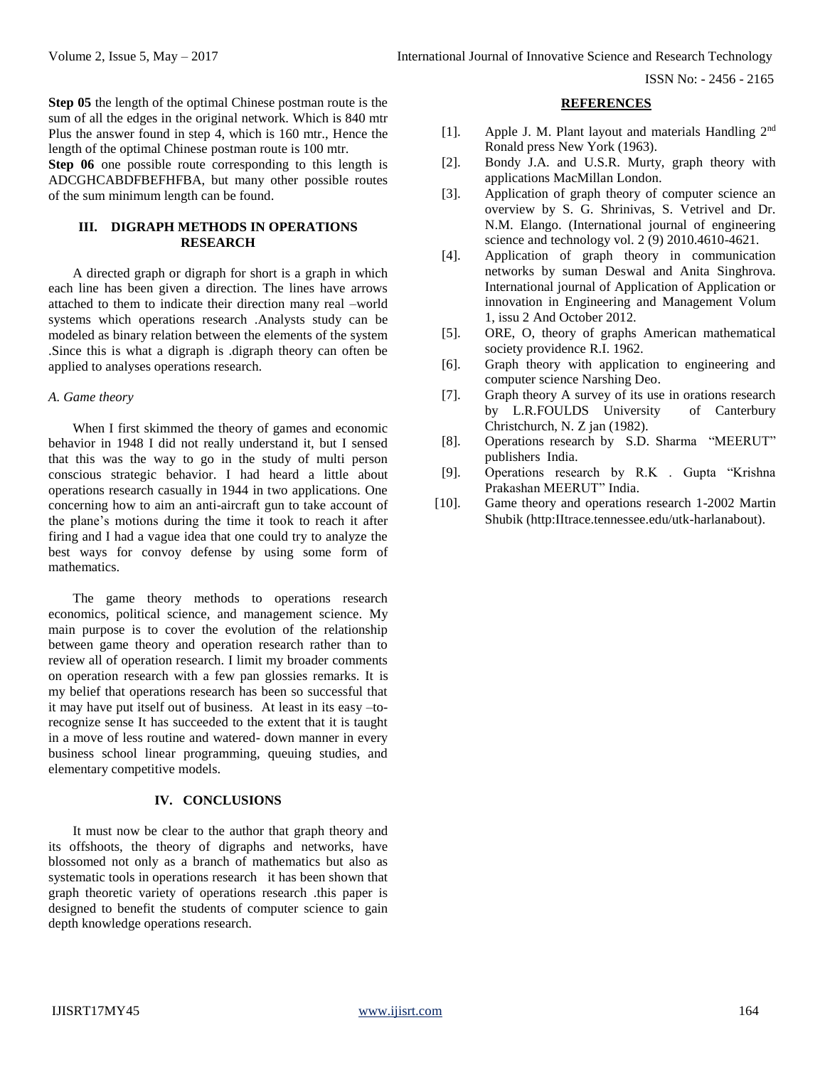**Step 05** the length of the optimal Chinese postman route is the sum of all the edges in the original network. Which is 840 mtr Plus the answer found in step 4, which is 160 mtr., Hence the length of the optimal Chinese postman route is 100 mtr.

**Step 06** one possible route corresponding to this length is ADCGHCABDFBEFHFBA, but many other possible routes of the sum minimum length can be found.

## III. DIGRAPH METHODS IN OPERATIONS RESEARCH

A directed graph or digraph for short is a graph in which each line has been given a direction. The lines have arrows attached to them to indicate their direction many real –world systems which operations research .Analysts study can be modeled as binary relation between the elements of the system .Since this is what a digraph is .digraph theory can often be applied to analyses operations research.

### *A. Game theory*

When I first skimmed the theory of games and economic behavior in 1948 I did not really understand it, but I sensed that this was the way to go in the study of multi person conscious strategic behavior. I had heard a little about operations research casually in 1944 in two applications. One concerning how to aim an anti-aircraft gun to take account of the plane's motions during the time it took to reach it after firing and I had a vague idea that one could try to analyze the best ways for convoy defense by using some form of mathematics.

The game theory methods to operations research economics, political science, and management science. My main purpose is to cover the evolution of the relationship between game theory and operation research rather than to review all of operation research. I limit my broader comments on operation research with a few pan glossies remarks. It is my belief that operations research has been so successful that it may have put itself out of business. At least in its easy –to-recognize sense It has succeeded to the extent that it is taught in a move of less routine and watered- down manner in every business school linear programming, queuing studies, and elementary competitive models.

## IV. CONCLUSIONS

It must now be clear to the author that graph theory and its offshoots, the theory of digraphs and networks, have blossomed not only as a branch of mathematics but also as systematic tools in operations research it has been shown that graph theoretic variety of operations research .this paper is designed to benefit the students of computer science to gain depth knowledge operations research.

## REFERENCES

[1]. Apple J. M. Plant layout and materials Handling 2nd Ronald press New York (1963).

[2]. Bondy J.A. and U.S.R. Murty, graph theory with applications MacMillan London.

[3]. Application of graph theory of computer science an overview by S. G. Shrinivas, S. Vetrivel and Dr. N.M. Elango. (International journal of engineering science and technology vol. 2 (9) 2010.4610-4621.

[4]. Application of graph theory in communication networks by suman Deswal and Anita Singhrova. International journal of Application of Application or innovation in Engineering and Management Volum 1, issu 2 And October 2012.

[5]. ORE, O, theory of graphs American mathematical society providence R.I. 1962.

[6]. Graph theory with application to engineering and computer science Narshing Deo.

[7]. Graph theory A survey of its use in orations research by L.R.FOULDS University of Canterbury Christchurch, N. Z jan (1982).

[8]. Operations research by S.D. Sharma "MEERUT" publishers India.

[9]. Operations research by R.K . Gupta "Krishna Prakashan MEERUT" India.

[10]. Game theory and operations research 1-2002 Martin Shubik (http:IItrace.tennessee.edu/utk-harlanabout).